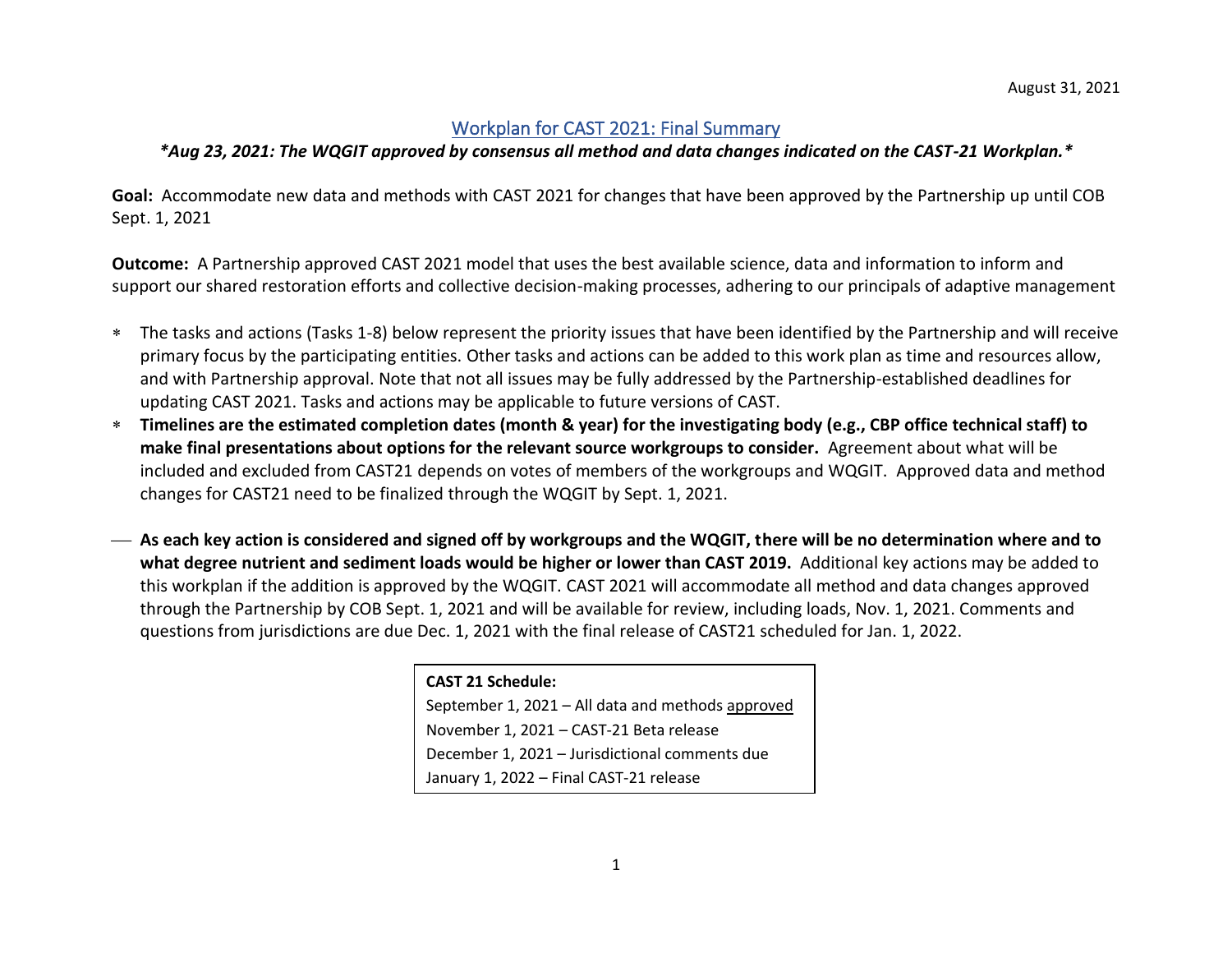August 31, 2021

# Workplan for CAST 2021: Final Summary

***Aug 23, 2021: The WQGIT approved by consensus all method and data changes indicated on the CAST-21 Workplan.***

**Goal:** Accommodate new data and methods with CAST 2021 for changes that have been approved by the Partnership up until COB Sept. 1, 2021

**Outcome:** A Partnership approved CAST 2021 model that uses the best available science, data and information to inform and support our shared restoration efforts and collective decision-making processes, adhering to our principals of adaptive management

* The tasks and actions (Tasks 1-8) below represent the priority issues that have been identified by the Partnership and will receive primary focus by the participating entities. Other tasks and actions can be added to this work plan as time and resources allow, and with Partnership approval. Note that not all issues may be fully addressed by the Partnership-established deadlines for updating CAST 2021. Tasks and actions may be applicable to future versions of CAST.
* **Timelines are the estimated completion dates (month & year) for the investigating body (e.g., CBP office technical staff) to make final presentations about options for the relevant source workgroups to consider.** Agreement about what will be included and excluded from CAST21 depends on votes of members of the workgroups and WQGIT. Approved data and method changes for CAST21 need to be finalized through the WQGIT by Sept. 1, 2021.

- **As each key action is considered and signed off by workgroups and the WQGIT, there will be no determination where and to what degree nutrient and sediment loads would be higher or lower than CAST 2019.** Additional key actions may be added to this workplan if the addition is approved by the WQGIT. CAST 2021 will accommodate all method and data changes approved through the Partnership by COB Sept. 1, 2021 and will be available for review, including loads, Nov. 1, 2021. Comments and questions from jurisdictions are due Dec. 1, 2021 with the final release of CAST21 scheduled for Jan. 1, 2022.

**CAST 21 Schedule:**
September 1, 2021 – All data and methods approved
November 1, 2021 – CAST-21 Beta release
December 1, 2021 – Jurisdictional comments due
January 1, 2022 – Final CAST-21 release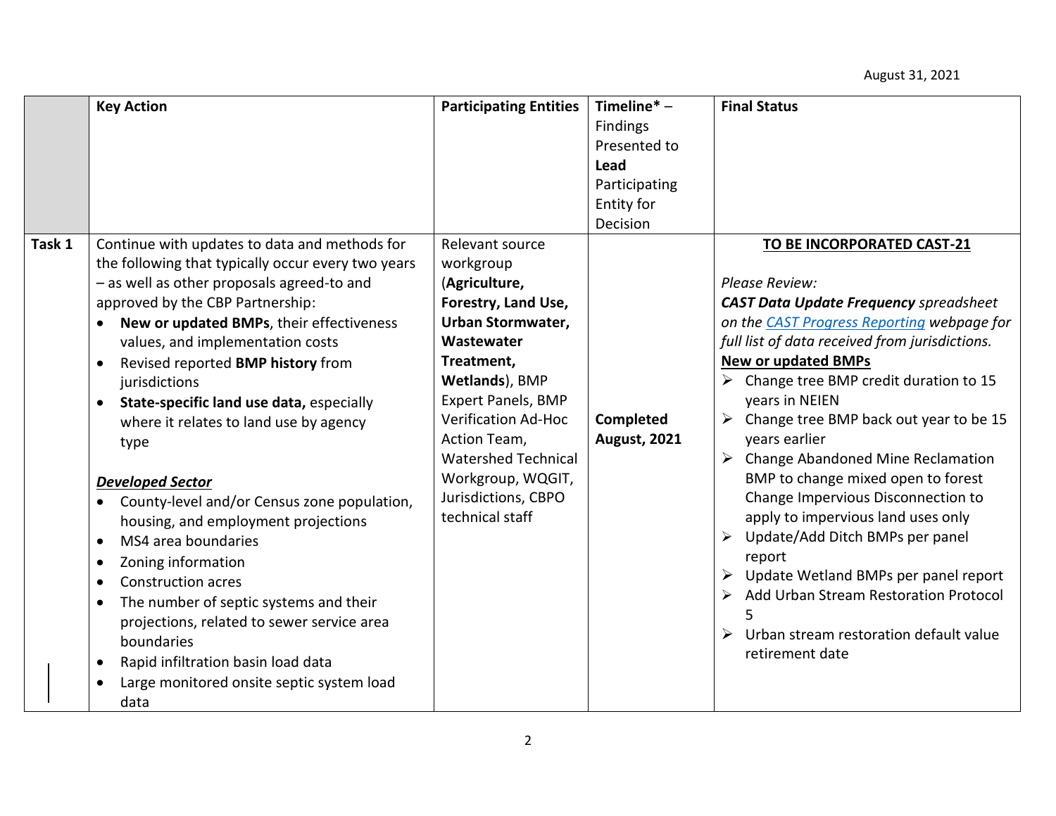August 31, 2021

| | Key Action | Participating Entities | Timeline* – Findings Presented to **Lead** Participating Entity for Decision | Final Status |
|---|---|---|---|---|
| **Task 1** | Continue with updates to data and methods for the following that typically occur every two years – as well as other proposals agreed-to and approved by the CBP Partnership:<br>• **New or updated BMPs**, their effectiveness values, and implementation costs<br>• Revised reported **BMP history** from jurisdictions<br>• **State-specific land use data,** especially where it relates to land use by agency type<br><br>***Developed Sector***<br>• County-level and/or Census zone population, housing, and employment projections<br>• MS4 area boundaries<br>• Zoning information<br>• Construction acres<br>• The number of septic systems and their projections, related to sewer service area boundaries<br>• Rapid infiltration basin load data<br>• Large monitored onsite septic system load data | Relevant source workgroup (**Agriculture, Forestry, Land Use, Urban Stormwater, Wastewater Treatment, Wetlands**), BMP Expert Panels, BMP Verification Ad-Hoc Action Team, Watershed Technical Workgroup, WQGIT, Jurisdictions, CBPO technical staff | **Completed August, 2021** | **TO BE INCORPORATED CAST-21**<br><br>*Please Review:*<br>***CAST Data Update Frequency** spreadsheet on the [CAST Progress Reporting]() webpage for full list of data received from jurisdictions.*<br>**New or updated BMPs**<br>➢ Change tree BMP credit duration to 15 years in NEIEN<br>➢ Change tree BMP back out year to be 15 years earlier<br>➢ Change Abandoned Mine Reclamation BMP to change mixed open to forest Change Impervious Disconnection to apply to impervious land uses only<br>➢ Update/Add Ditch BMPs per panel report<br>➢ Update Wetland BMPs per panel report<br>➢ Add Urban Stream Restoration Protocol 5<br>➢ Urban stream restoration default value retirement date |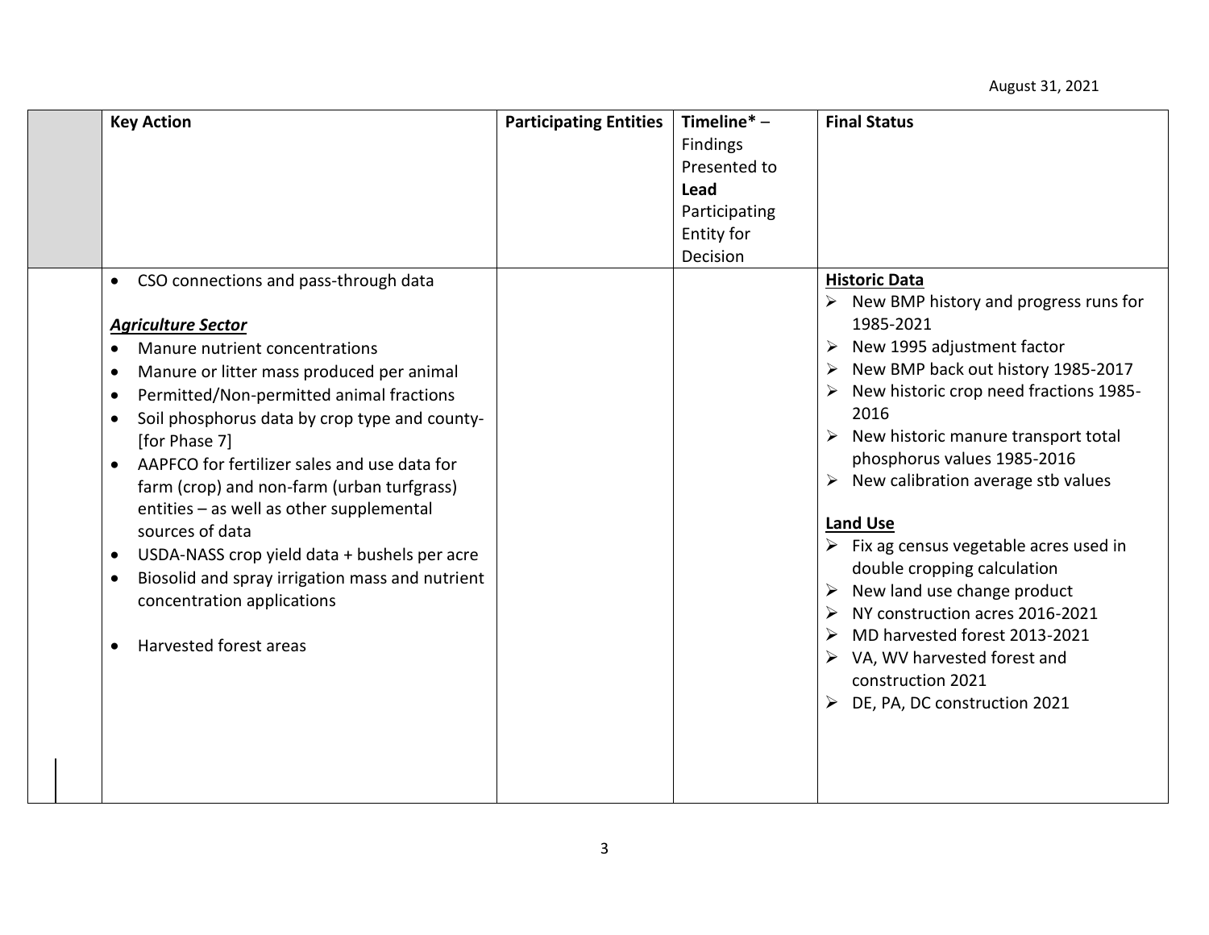| | Key Action | Participating Entities | Timeline* – Findings Presented to **Lead** Participating Entity for Decision | Final Status |
|---|---|---|---|---|
| | • CSO connections and pass-through data<br><br>***Agriculture Sector***<br>• Manure nutrient concentrations<br>• Manure or litter mass produced per animal<br>• Permitted/Non-permitted animal fractions<br>• Soil phosphorus data by crop type and county- [for Phase 7]<br>• AAPFCO for fertilizer sales and use data for farm (crop) and non-farm (urban turfgrass) entities – as well as other supplemental sources of data<br>• USDA-NASS crop yield data + bushels per acre<br>• Biosolid and spray irrigation mass and nutrient concentration applications<br><br>• Harvested forest areas | | | **Historic Data**<br>➢ New BMP history and progress runs for 1985-2021<br>➢ New 1995 adjustment factor<br>➢ New BMP back out history 1985-2017<br>➢ New historic crop need fractions 1985-2016<br>➢ New historic manure transport total phosphorus values 1985-2016<br>➢ New calibration average stb values<br><br>**Land Use**<br>➢ Fix ag census vegetable acres used in double cropping calculation<br>➢ New land use change product<br>➢ NY construction acres 2016-2021<br>➢ MD harvested forest 2013-2021<br>➢ VA, WV harvested forest and construction 2021<br>➢ DE, PA, DC construction 2021 |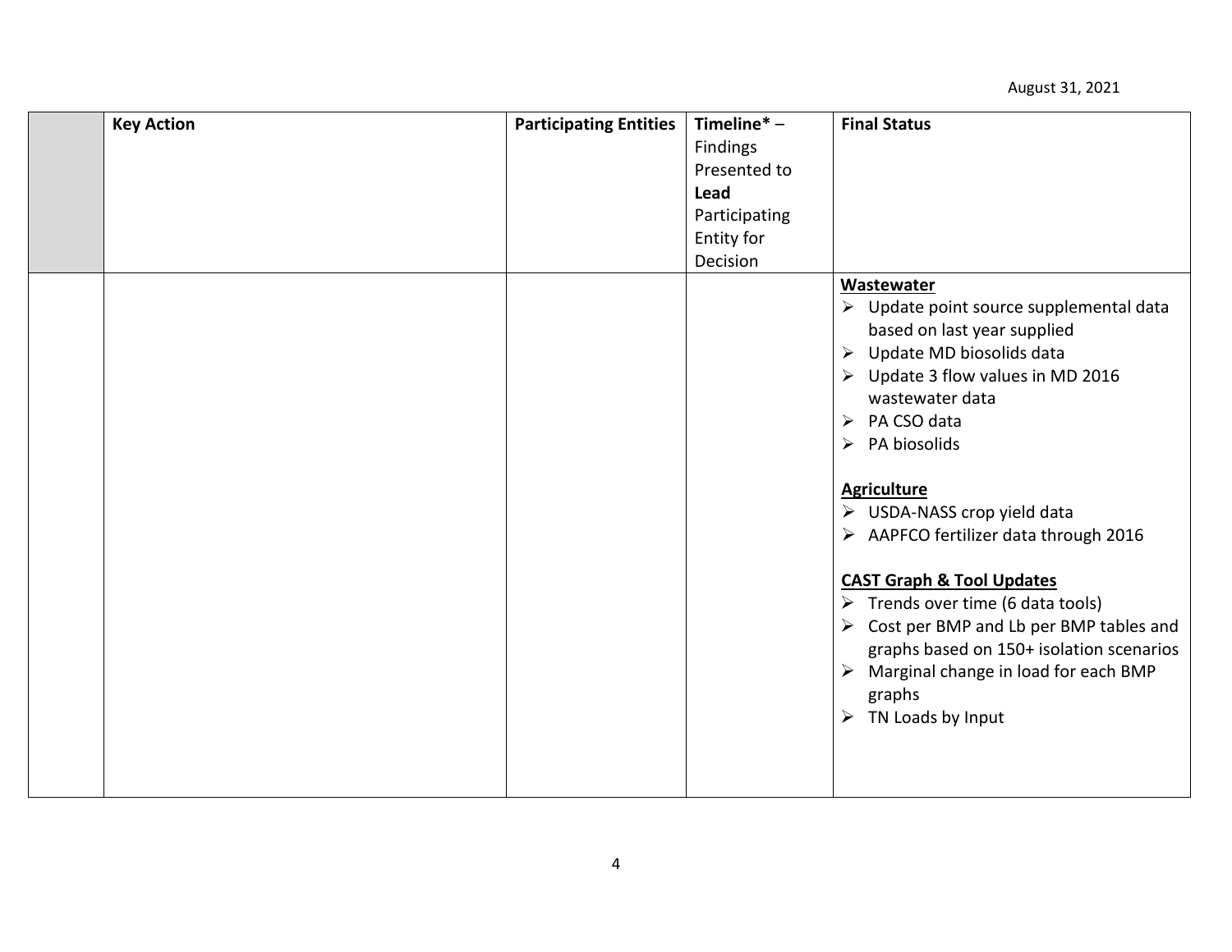August 31, 2021

| | Key Action | Participating Entities | Timeline* – Findings Presented to **Lead** Participating Entity for Decision | Final Status |
|---|---|---|---|---|
| | | | | **Wastewater**<br>➢ Update point source supplemental data based on last year supplied<br>➢ Update MD biosolids data<br>➢ Update 3 flow values in MD 2016 wastewater data<br>➢ PA CSO data<br>➢ PA biosolids<br><br>**Agriculture**<br>➢ USDA-NASS crop yield data<br>➢ AAPFCO fertilizer data through 2016<br><br>**CAST Graph & Tool Updates**<br>➢ Trends over time (6 data tools)<br>➢ Cost per BMP and Lb per BMP tables and graphs based on 150+ isolation scenarios<br>➢ Marginal change in load for each BMP graphs<br>➢ TN Loads by Input |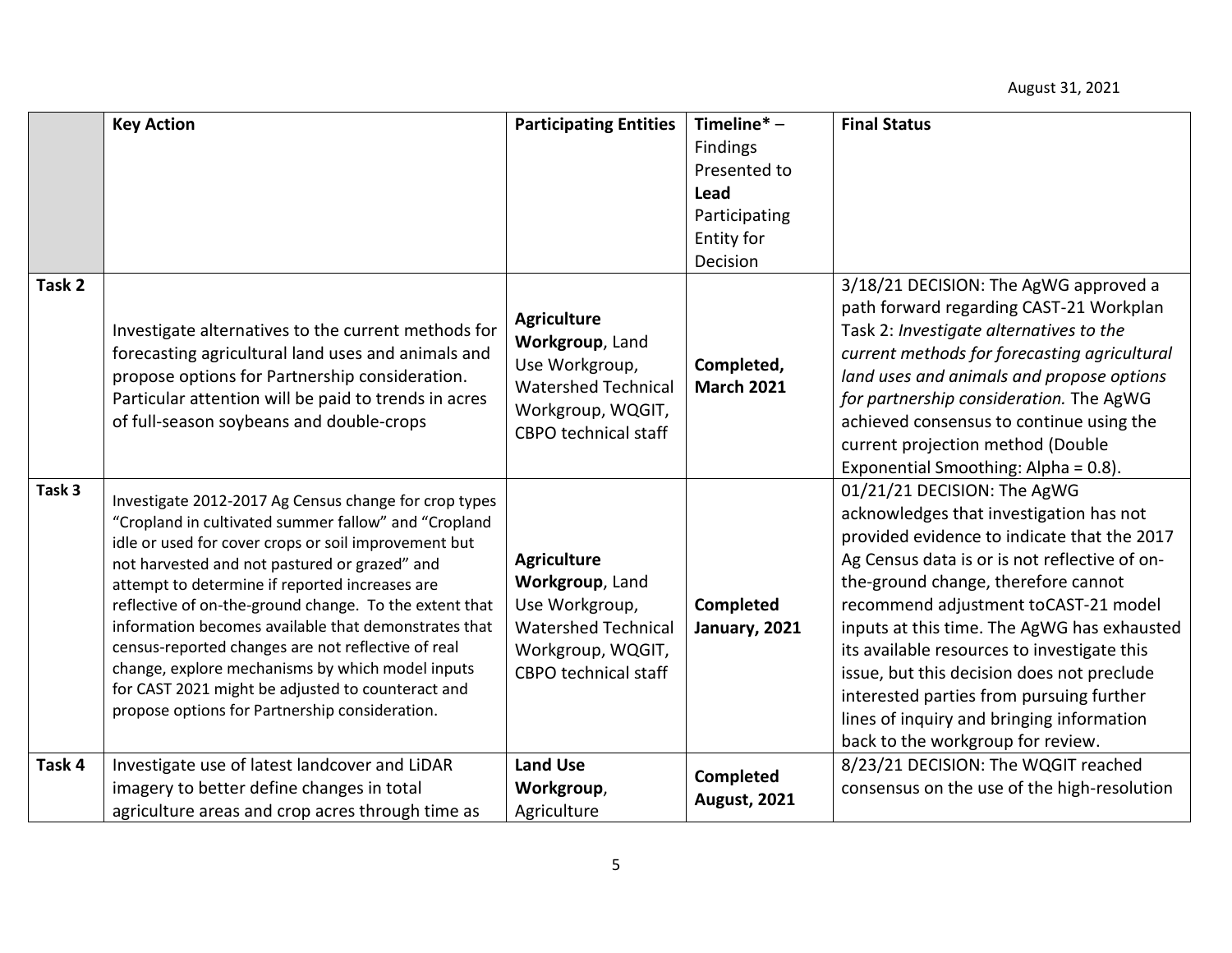|  | **Key Action** | **Participating Entities** | **Timeline*** – Findings Presented to **Lead** Participating Entity for Decision | **Final Status** |
|---|---|---|---|---|
| **Task 2** | Investigate alternatives to the current methods for forecasting agricultural land uses and animals and propose options for Partnership consideration. Particular attention will be paid to trends in acres of full-season soybeans and double-crops | **Agriculture Workgroup**, Land Use Workgroup, Watershed Technical Workgroup, WQGIT, CBPO technical staff | **Completed, March 2021** | 3/18/21 DECISION: The AgWG approved a path forward regarding CAST-21 Workplan Task 2: *Investigate alternatives to the current methods for forecasting agricultural land uses and animals and propose options for partnership consideration.* The AgWG achieved consensus to continue using the current projection method (Double Exponential Smoothing: Alpha = 0.8). |
| **Task 3** | Investigate 2012-2017 Ag Census change for crop types "Cropland in cultivated summer fallow" and "Cropland idle or used for cover crops or soil improvement but not harvested and not pastured or grazed" and attempt to determine if reported increases are reflective of on-the-ground change. To the extent that information becomes available that demonstrates that census-reported changes are not reflective of real change, explore mechanisms by which model inputs for CAST 2021 might be adjusted to counteract and propose options for Partnership consideration. | **Agriculture Workgroup**, Land Use Workgroup, Watershed Technical Workgroup, WQGIT, CBPO technical staff | **Completed January, 2021** | 01/21/21 DECISION: The AgWG acknowledges that investigation has not provided evidence to indicate that the 2017 Ag Census data is or is not reflective of on-the-ground change, therefore cannot recommend adjustment toCAST-21 model inputs at this time. The AgWG has exhausted its available resources to investigate this issue, but this decision does not preclude interested parties from pursuing further lines of inquiry and bringing information back to the workgroup for review. |
| **Task 4** | Investigate use of latest landcover and LiDAR imagery to better define changes in total agriculture areas and crop acres through time as | **Land Use Workgroup**, Agriculture | **Completed August, 2021** | 8/23/21 DECISION: The WQGIT reached consensus on the use of the high-resolution |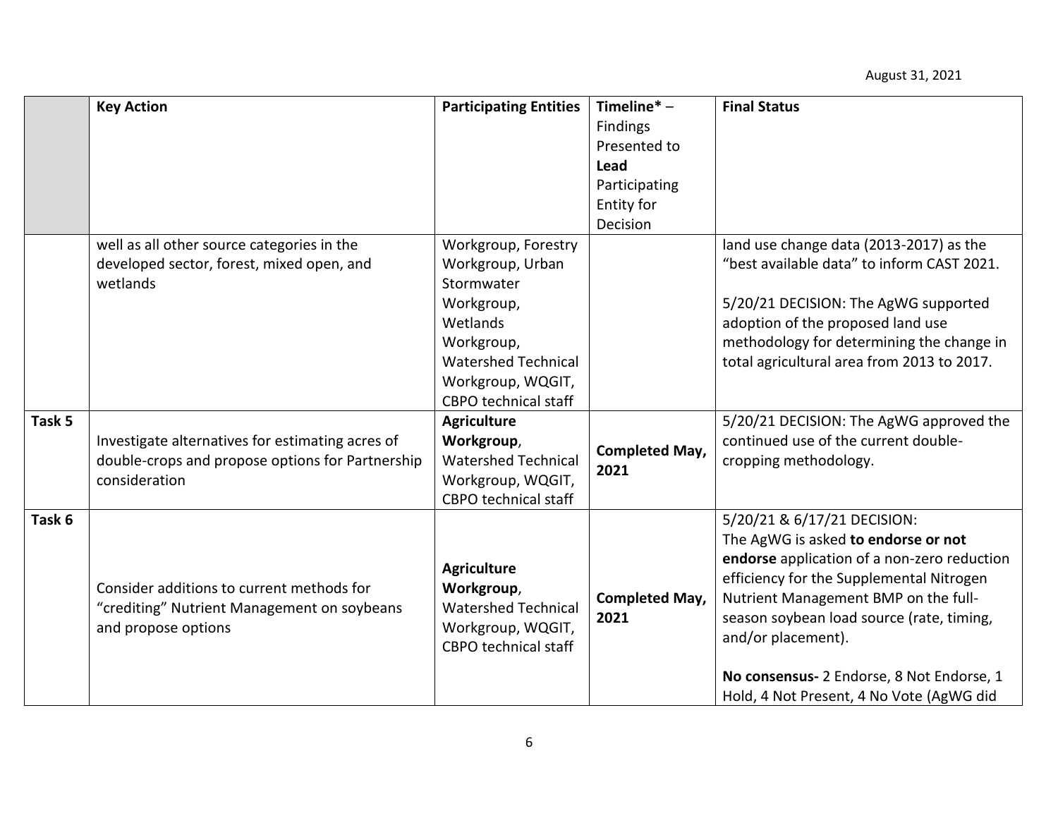| | Key Action | Participating Entities | Timeline* – Findings Presented to **Lead** Participating Entity for Decision | Final Status |
|---|---|---|---|---|
| | well as all other source categories in the developed sector, forest, mixed open, and wetlands | Workgroup, Forestry Workgroup, Urban Stormwater Workgroup, Wetlands Workgroup, Watershed Technical Workgroup, WQGIT, CBPO technical staff | | land use change data (2013-2017) as the "best available data" to inform CAST 2021.<br><br>5/20/21 DECISION: The AgWG supported adoption of the proposed land use methodology for determining the change in total agricultural area from 2013 to 2017. |
| **Task 5** | Investigate alternatives for estimating acres of double-crops and propose options for Partnership consideration | **Agriculture Workgroup**, Watershed Technical Workgroup, WQGIT, CBPO technical staff | **Completed May, 2021** | 5/20/21 DECISION: The AgWG approved the continued use of the current double-cropping methodology. |
| **Task 6** | Consider additions to current methods for "crediting" Nutrient Management on soybeans and propose options | **Agriculture Workgroup**, Watershed Technical Workgroup, WQGIT, CBPO technical staff | **Completed May, 2021** | 5/20/21 & 6/17/21 DECISION:<br>The AgWG is asked **to endorse or not endorse** application of a non-zero reduction efficiency for the Supplemental Nitrogen Nutrient Management BMP on the full-season soybean load source (rate, timing, and/or placement).<br><br>**No consensus-** 2 Endorse, 8 Not Endorse, 1 Hold, 4 Not Present, 4 No Vote (AgWG did |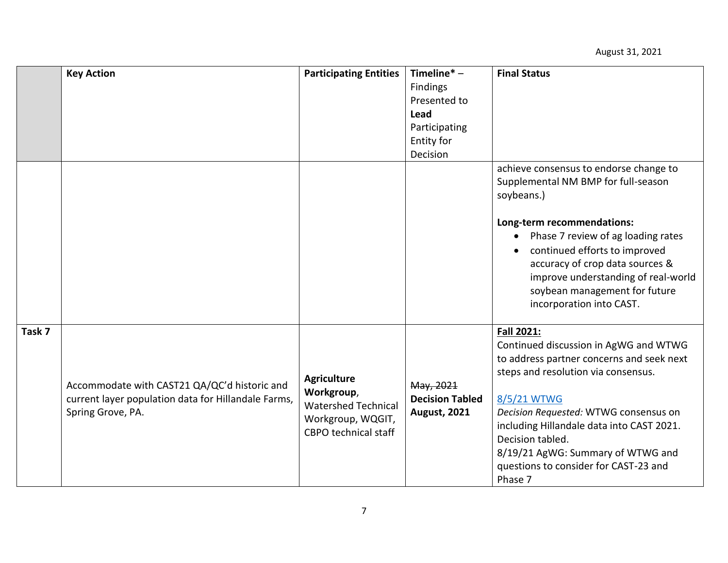August 31, 2021

| | Key Action | Participating Entities | Timeline* – Findings Presented to **Lead** Participating Entity for Decision | Final Status |
|---|---|---|---|---|
| | | | | achieve consensus to endorse change to Supplemental NM BMP for full-season soybeans.)<br><br>**Long-term recommendations:**<br>• Phase 7 review of ag loading rates<br>• continued efforts to improved accuracy of crop data sources & improve understanding of real-world soybean management for future incorporation into CAST. |
| **Task 7** | Accommodate with CAST21 QA/QC'd historic and current layer population data for Hillandale Farms, Spring Grove, PA. | **Agriculture Workgroup**, Watershed Technical Workgroup, WQGIT, CBPO technical staff | ~~May, 2021~~<br>**Decision Tabled August, 2021** | **Fall 2021:**<br>Continued discussion in AgWG and WTWG to address partner concerns and seek next steps and resolution via consensus.<br><br>8/5/21 WTWG<br>*Decision Requested:* WTWG consensus on including Hillandale data into CAST 2021. Decision tabled.<br>8/19/21 AgWG: Summary of WTWG and questions to consider for CAST-23 and Phase 7 |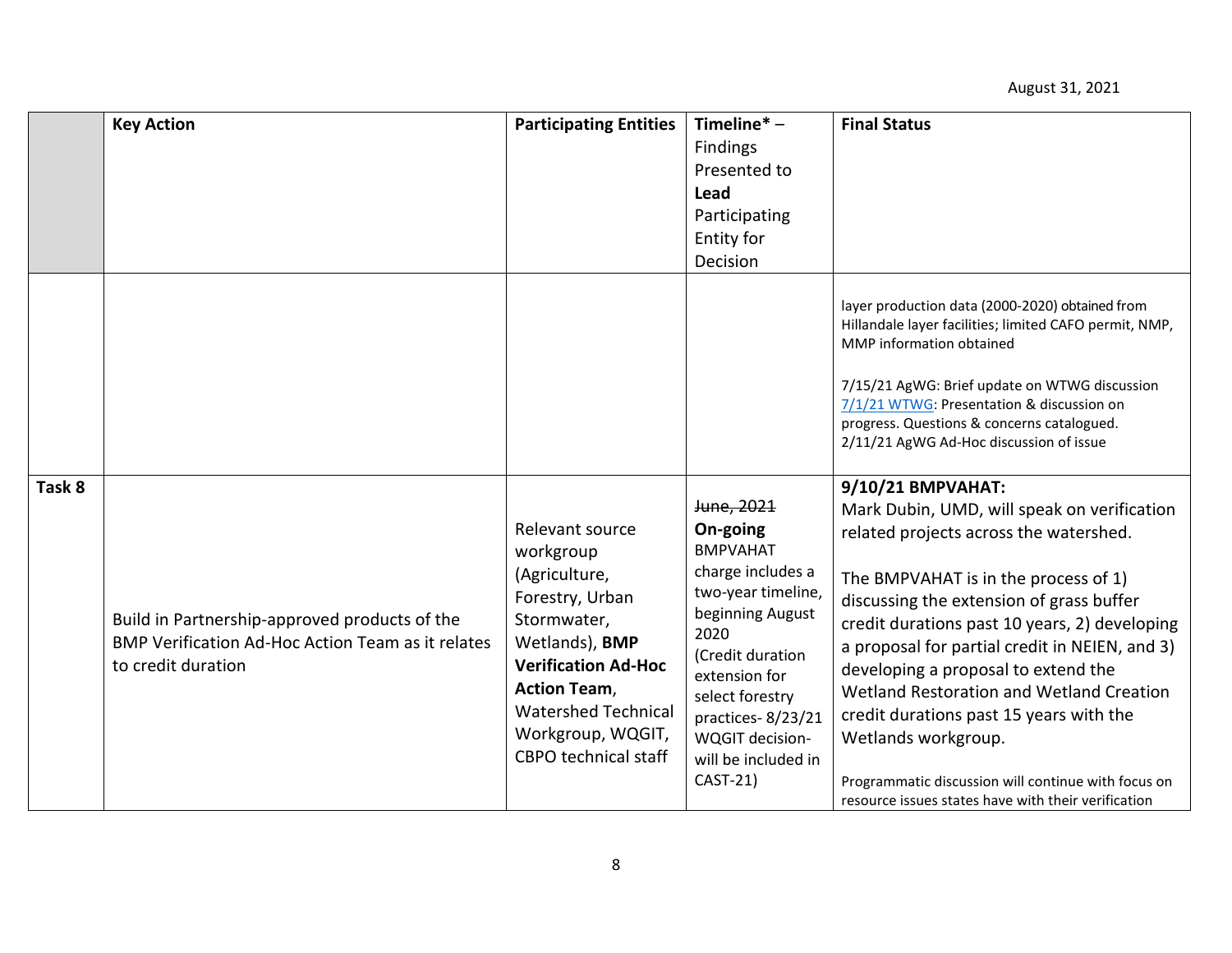August 31, 2021

| | Key Action | Participating Entities | Timeline* – Findings Presented to **Lead** Participating Entity for Decision | Final Status |
|---|---|---|---|---|
| | | | | layer production data (2000-2020) obtained from Hillandale layer facilities; limited CAFO permit, NMP, MMP information obtained<br><br>7/15/21 AgWG: Brief update on WTWG discussion<br>7/1/21 WTWG: Presentation & discussion on progress. Questions & concerns catalogued.<br>2/11/21 AgWG Ad-Hoc discussion of issue |
| **Task 8** | Build in Partnership-approved products of the BMP Verification Ad-Hoc Action Team as it relates to credit duration | Relevant source workgroup (Agriculture, Forestry, Urban Stormwater, Wetlands), **BMP Verification Ad-Hoc Action Team**, Watershed Technical Workgroup, WQGIT, CBPO technical staff | ~~June, 2021~~<br>**On-going**<br>BMPVAHAT charge includes a two-year timeline, beginning August 2020<br>(Credit duration extension for select forestry practices- 8/23/21 WQGIT decision- will be included in CAST-21) | **9/10/21 BMPVAHAT:**<br>Mark Dubin, UMD, will speak on verification related projects across the watershed.<br><br>The BMPVAHAT is in the process of 1) discussing the extension of grass buffer credit durations past 10 years, 2) developing a proposal for partial credit in NEIEN, and 3) developing a proposal to extend the Wetland Restoration and Wetland Creation credit durations past 15 years with the Wetlands workgroup.<br><br>Programmatic discussion will continue with focus on resource issues states have with their verification |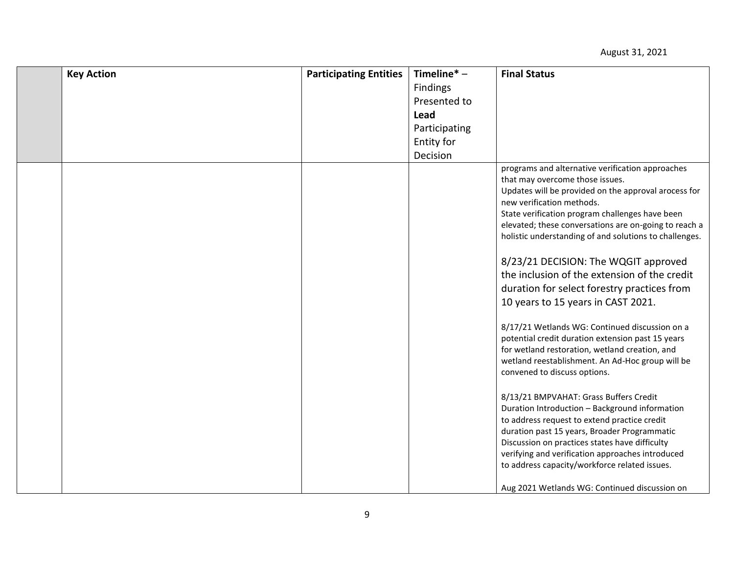| | Key Action | Participating Entities | Timeline* – Findings Presented to **Lead** Participating Entity for Decision | Final Status |
|---|---|---|---|---|
| | | | | programs and alternative verification approaches that may overcome those issues.<br>Updates will be provided on the approval arocess for new verification methods.<br>State verification program challenges have been elevated; these conversations are on-going to reach a holistic understanding of and solutions to challenges.<br><br>8/23/21 DECISION: The WQGIT approved the inclusion of the extension of the credit duration for select forestry practices from 10 years to 15 years in CAST 2021.<br><br>8/17/21 Wetlands WG: Continued discussion on a potential credit duration extension past 15 years for wetland restoration, wetland creation, and wetland reestablishment. An Ad-Hoc group will be convened to discuss options.<br><br>8/13/21 BMPVAHAT: Grass Buffers Credit Duration Introduction – Background information to address request to extend practice credit duration past 15 years, Broader Programmatic Discussion on practices states have difficulty verifying and verification approaches introduced to address capacity/workforce related issues.<br><br>Aug 2021 Wetlands WG: Continued discussion on |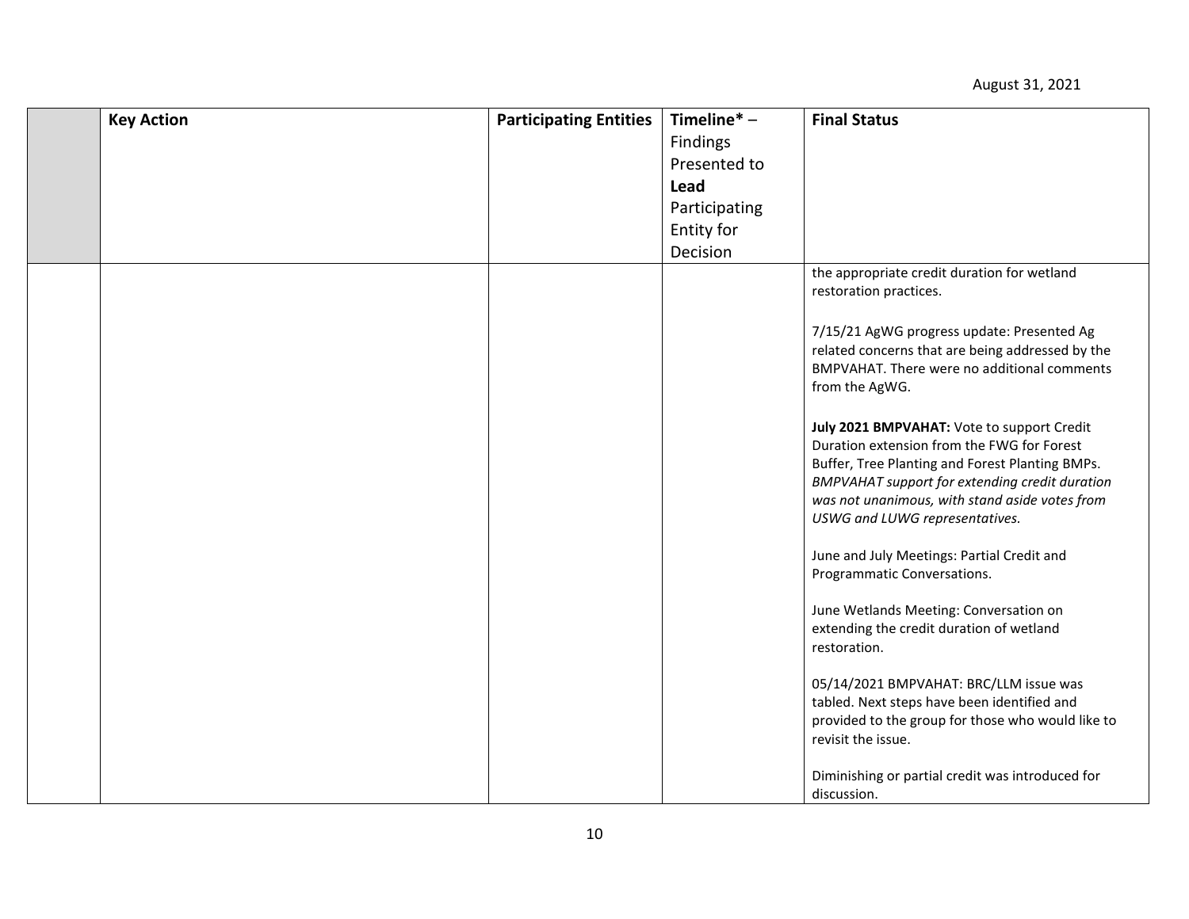| | Key Action | Participating Entities | Timeline* – Findings Presented to **Lead** Participating Entity for Decision | Final Status |
|---|---|---|---|---|
| | | | | the appropriate credit duration for wetland restoration practices.<br><br>7/15/21 AgWG progress update: Presented Ag related concerns that are being addressed by the BMPVAHAT. There were no additional comments from the AgWG.<br><br>**July 2021 BMPVAHAT:** Vote to support Credit Duration extension from the FWG for Forest Buffer, Tree Planting and Forest Planting BMPs. *BMPVAHAT support for extending credit duration was not unanimous, with stand aside votes from USWG and LUWG representatives.*<br><br>June and July Meetings: Partial Credit and Programmatic Conversations.<br><br>June Wetlands Meeting: Conversation on extending the credit duration of wetland restoration.<br><br>05/14/2021 BMPVAHAT: BRC/LLM issue was tabled. Next steps have been identified and provided to the group for those who would like to revisit the issue.<br><br>Diminishing or partial credit was introduced for discussion. |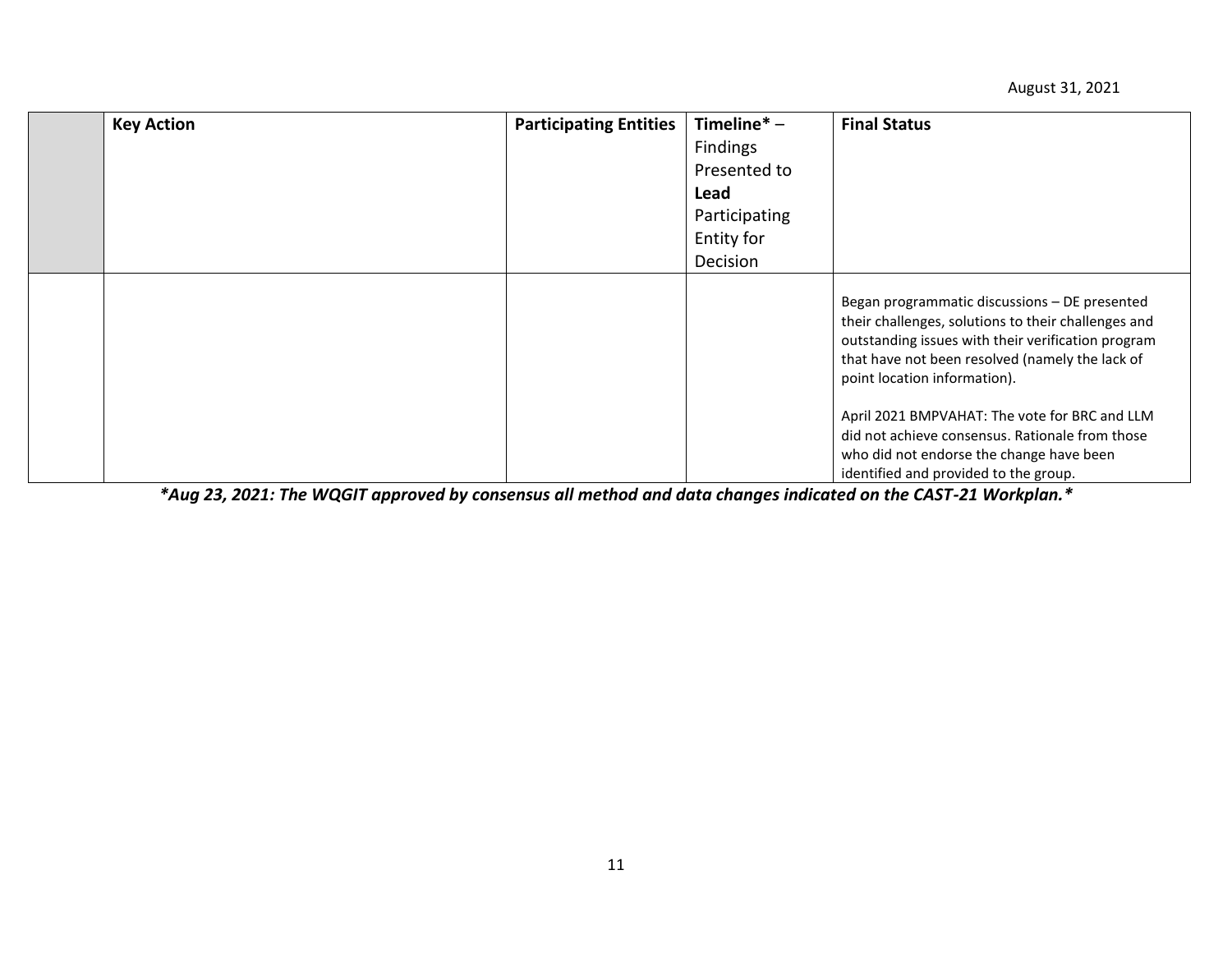| | Key Action | Participating Entities | Timeline* – Findings Presented to **Lead** Participating Entity for Decision | Final Status |
|---|---|---|---|---|
| | | | | Began programmatic discussions – DE presented their challenges, solutions to their challenges and outstanding issues with their verification program that have not been resolved (namely the lack of point location information).<br><br>April 2021 BMPVAHAT: The vote for BRC and LLM did not achieve consensus. Rationale from those who did not endorse the change have been identified and provided to the group. |

***Aug 23, 2021: The WQGIT approved by consensus all method and data changes indicated on the CAST-21 Workplan.***